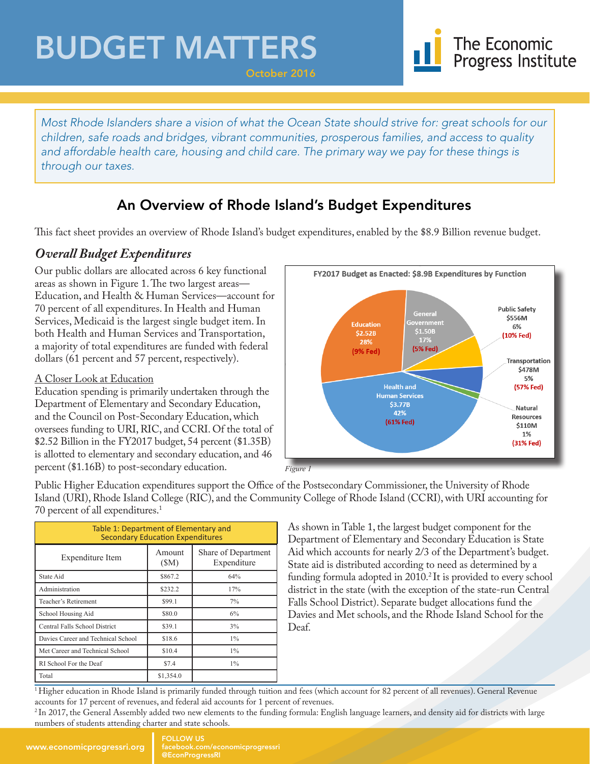# BUDGET MATTERS

October 2016

The Economic Progress Institute

*Most Rhode Islanders share a vision of what the Ocean State should strive for: great schools for our children, safe roads and bridges, vibrant communities, prosperous families, and access to quality and affordable health care, housing and child care. The primary way we pay for these things is through our taxes.*

## An Overview of Rhode Island's Budget Expenditures

This fact sheet provides an overview of Rhode Island's budget expenditures, enabled by the $8.9 Billion revenue budget.

### *Overall Budget Expenditures*

Our public dollars are allocated across 6 key functional areas as shown in Figure 1. The two largest areas—Education, and Health & Human Services—account for 70 percent of all expenditures. In Health and Human Services, Medicaid is the largest single budget item. In both Health and Human Services and Transportation, a majority of total expenditures are funded with federal dollars (61 percent and 57 percent, respectively).

**FY2017 Budget as Enacted: $8.9B Expenditures by Function**

- Education: $2.52B, 28% (9% Fed)
- General Government: $1.50B, 17% (5% Fed)
- Public Safety: $556M, 6% (10% Fed)
- Transportation: $478M, 5% (57% Fed)
- Natural Resources: $110M, 1% (31% Fed)
- Health and Human Services: $3.77B, 42% (61% Fed)

*Figure 1*

A Closer Look at Education

Education spending is primarily undertaken through the Department of Elementary and Secondary Education, and the Council on Post-Secondary Education, which oversees funding to URI, RIC, and CCRI. Of the total of $2.52 Billion in the FY2017 budget, 54 percent ($1.35B) is allotted to elementary and secondary education, and 46 percent ($1.16B) to post-secondary education.

Public Higher Education expenditures support the Office of the Postsecondary Commissioner, the University of Rhode Island (URI), Rhode Island College (RIC), and the Community College of Rhode Island (CCRI), with URI accounting for 70 percent of all expenditures.[1]

**Table 1: Department of Elementary and Secondary Education Expenditures**

| Expenditure Item | Amount ($M) | Share of Department Expenditure |
|---|---|---|
| State Aid | $867.2 | 64% |
| Administration | $232.2 | 17% |
| Teacher's Retirement | $99.1 | 7% |
| School Housing Aid | $80.0 | 6% |
| Central Falls School District | $39.1 | 3% |
| Davies Career and Technical School | $18.6 | 1% |
| Met Career and Technical School | $10.4 | 1% |
| RI School For the Deaf | $7.4 | 1% |
| Total | $1,354.0 | |

As shown in Table 1, the largest budget component for the Department of Elementary and Secondary Education is State Aid which accounts for nearly 2/3 of the Department's budget. State aid is distributed according to need as determined by a funding formula adopted in 2010.[2] It is provided to every school district in the state (with the exception of the state-run Central Falls School District). Separate budget allocations fund the Davies and Met schools, and the Rhode Island School for the Deaf.

[1] Higher education in Rhode Island is primarily funded through tuition and fees (which account for 82 percent of all revenues). General Revenue accounts for 17 percent of revenues, and federal aid accounts for 1 percent of revenues.

[2] In 2017, the General Assembly added two new elements to the funding formula: English language learners, and density aid for districts with large numbers of students attending charter and state schools.

www.economicprogressri.org | FOLLOW US facebook.com/economicprogressri @EconProgressRI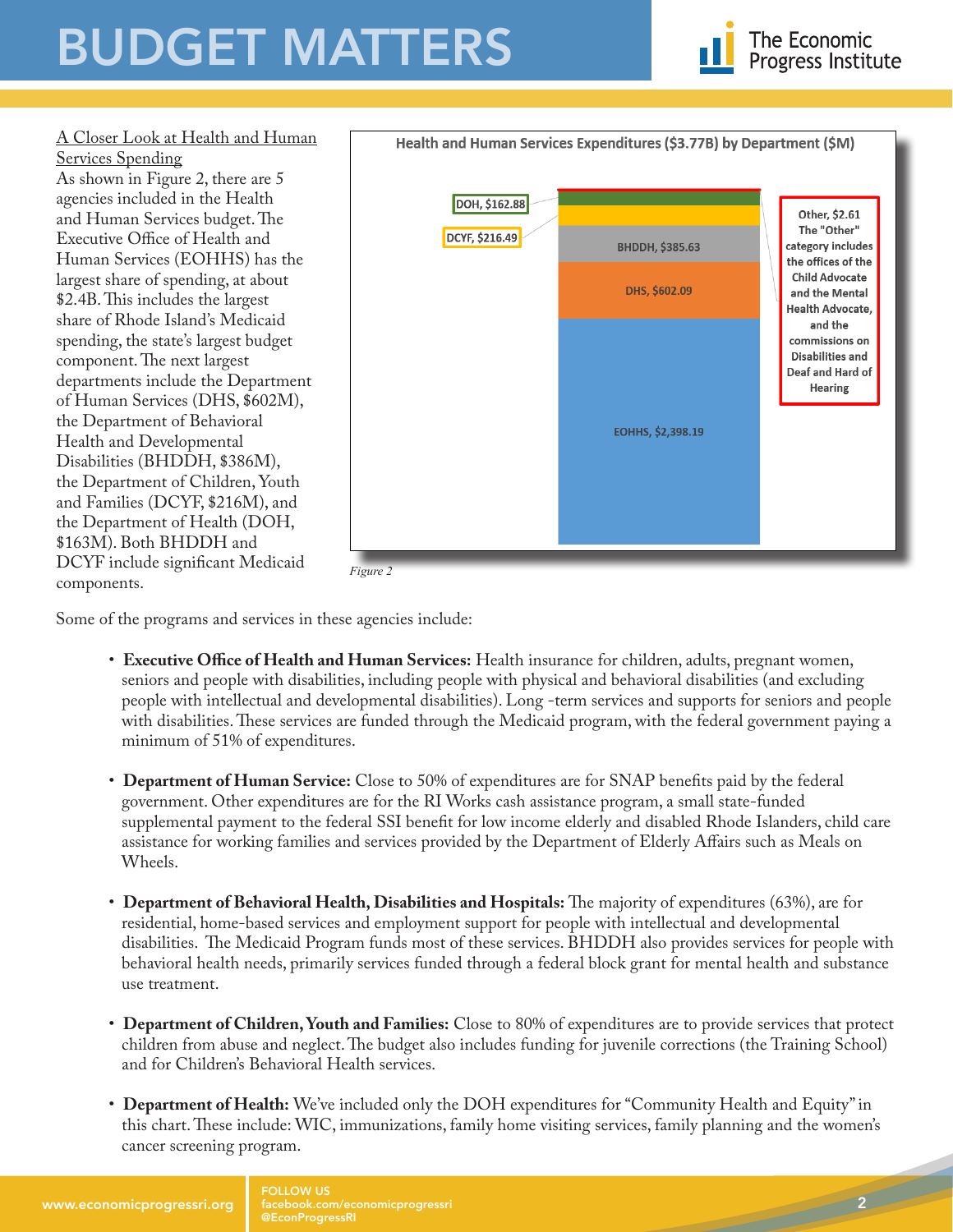A Closer Look at Health and Human Services Spending

As shown in Figure 2, there are 5 agencies included in the Health and Human Services budget. The Executive Office of Health and Human Services (EOHHS) has the largest share of spending, at about \$2.4B. This includes the largest share of Rhode Island's Medicaid spending, the state's largest budget component. The next largest departments include the Department of Human Services (DHS, \$602M), the Department of Behavioral Health and Developmental Disabilities (BHDDH, \$386M), the Department of Children, Youth and Families (DCYF, \$216M), and the Department of Health (DOH, \$163M). Both BHDDH and DCYF include significant Medicaid components.

Health and Human Services Expenditures (\$3.77B) by Department (\$M)

DOH, \$162.88

DCYF, \$216.49

BHDDH, \$385.63

DHS, \$602.09

EOHHS, \$2,398.19

Other, \$2.61
The "Other" category includes the offices of the Child Advocate and the Mental Health Advocate, and the commissions on Disabilities and Deaf and Hard of Hearing

*Figure 2*

Some of the programs and services in these agencies include:

- **Executive Office of Health and Human Services:** Health insurance for children, adults, pregnant women, seniors and people with disabilities, including people with physical and behavioral disabilities (and excluding people with intellectual and developmental disabilities). Long -term services and supports for seniors and people with disabilities. These services are funded through the Medicaid program, with the federal government paying a minimum of 51% of expenditures.

- **Department of Human Service:** Close to 50% of expenditures are for SNAP benefits paid by the federal government. Other expenditures are for the RI Works cash assistance program, a small state-funded supplemental payment to the federal SSI benefit for low income elderly and disabled Rhode Islanders, child care assistance for working families and services provided by the Department of Elderly Affairs such as Meals on Wheels.

- **Department of Behavioral Health, Disabilities and Hospitals:** The majority of expenditures (63%), are for residential, home-based services and employment support for people with intellectual and developmental disabilities. The Medicaid Program funds most of these services. BHDDH also provides services for people with behavioral health needs, primarily services funded through a federal block grant for mental health and substance use treatment.

- **Department of Children, Youth and Families:** Close to 80% of expenditures are to provide services that protect children from abuse and neglect. The budget also includes funding for juvenile corrections (the Training School) and for Children's Behavioral Health services.

- **Department of Health:** We've included only the DOH expenditures for "Community Health and Equity" in this chart. These include: WIC, immunizations, family home visiting services, family planning and the women's cancer screening program.